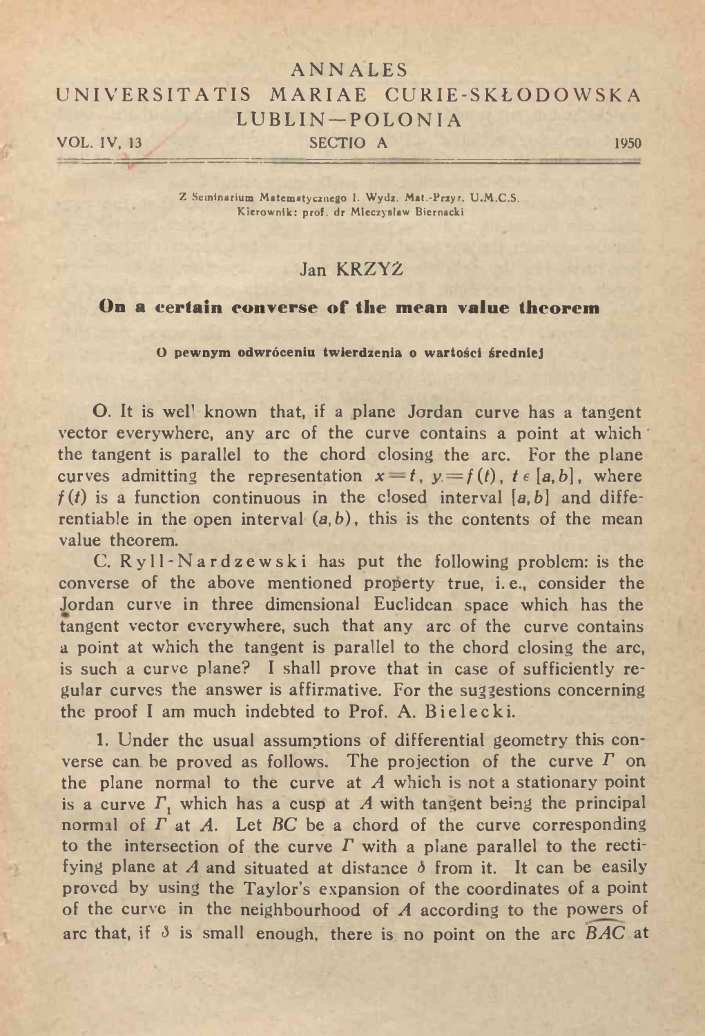ANNALES

UNIVERSITATIS MARIAE CURIE-SKŁODOWSKA

LUBLIN—POLONIA

VOL. IV, 13 SECTIO A 1950

Z Seminarium Matematycznego I. Wydz. Mat.-Przyr. U.M.C.S.
Kierownik: prof. dr Mieczysław Biernacki

Jan KRZYŻ

## On a certain converse of the mean value theorem

**O pewnym odwróceniu twierdzenia o wartości średniej**

0. It is well known that, if a plane Jordan curve has a tangent vector everywhere, any arc of the curve contains a point at which the tangent is parallel to the chord closing the arc. For the plane curves admitting the representation $x = t$, $y = f(t)$, $t \in [a, b]$, where $f(t)$ is a function continuous in the closed interval $[a, b]$ and differentiable in the open interval $(a, b)$, this is the contents of the mean value theorem.

C. Ryll-Nardzewski has put the following problem: is the converse of the above mentioned property true, i.e., consider the Jordan curve in three dimensional Euclidean space which has the tangent vector everywhere, such that any arc of the curve contains a point at which the tangent is parallel to the chord closing the arc, is such a curve plane? I shall prove that in case of sufficiently regular curves the answer is affirmative. For the suggestions concerning the proof I am much indebted to Prof. A. Bielecki.

1. Under the usual assumptions of differential geometry this converse can be proved as follows. The projection of the curve $\Gamma$ on the plane normal to the curve at $A$ which is not a stationary point is a curve $\Gamma_1$ which has a cusp at $A$ with tangent being the principal normal of $\Gamma$ at $A$. Let $BC$ be a chord of the curve corresponding to the intersection of the curve $\Gamma$ with a plane parallel to the rectifying plane at $A$ and situated at distance $\delta$ from it. It can be easily proved by using the Taylor's expansion of the coordinates of a point of the curve in the neighbourhood of $A$ according to the powers of arc that, if $\delta$ is small enough, there is no point on the arc $\widehat{BAC}$ at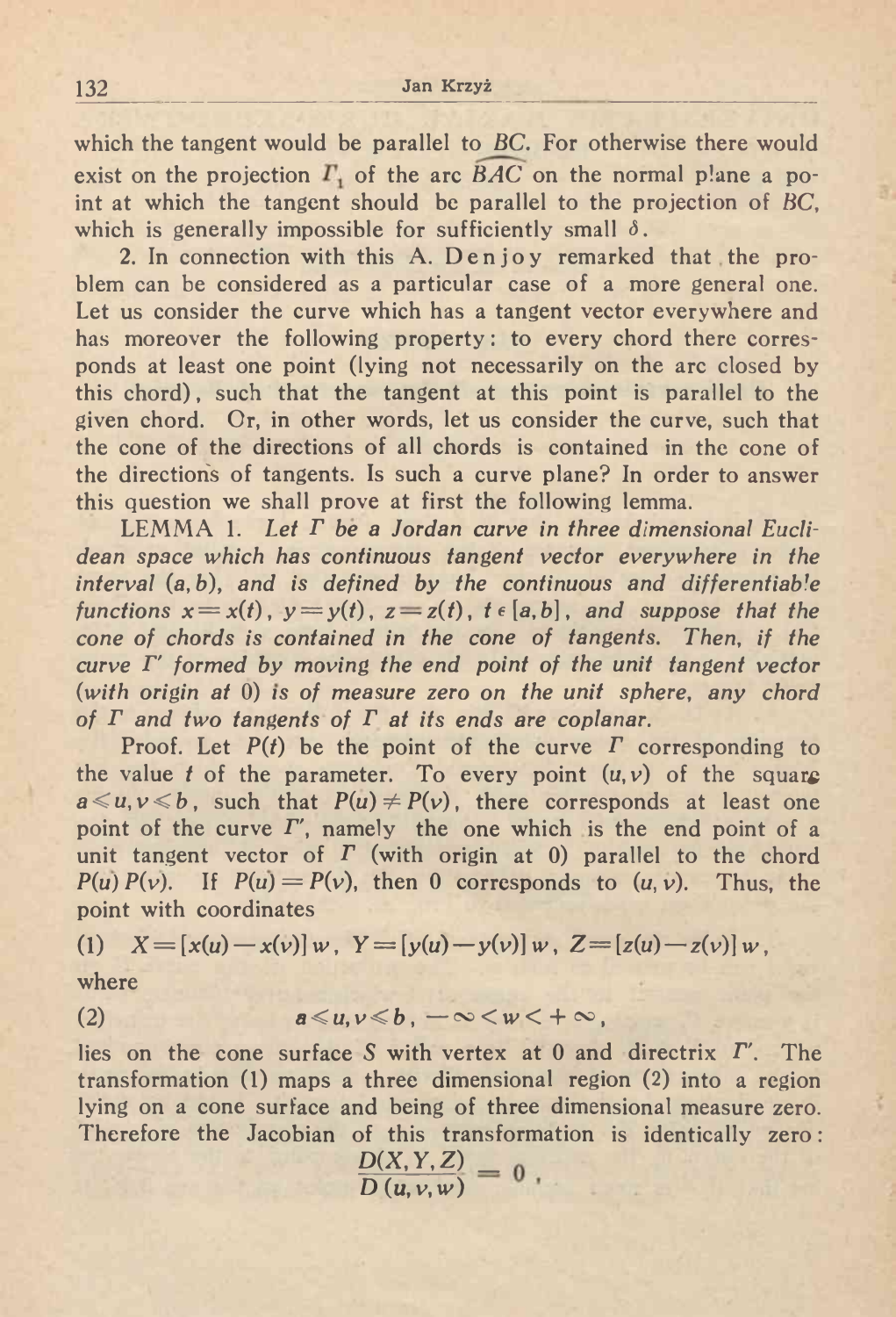which the tangent would be parallel to $BC$. For otherwise there would exist on the projection $\Gamma_1$ of the arc $\widehat{BAC}$ on the normal plane a point at which the tangent should be parallel to the projection of $BC$, which is generally impossible for sufficiently small $\delta$.

2. In connection with this A. Denjoy remarked that the problem can be considered as a particular case of a more general one. Let us consider the curve which has a tangent vector everywhere and has moreover the following property: to every chord there corresponds at least one point (lying not necessarily on the arc closed by this chord), such that the tangent at this point is parallel to the given chord. Or, in other words, let us consider the curve, such that the cone of the directions of all chords is contained in the cone of the directions of tangents. Is such a curve plane? In order to answer this question we shall prove at first the following lemma.

LEMMA 1. *Let $\Gamma$ be a Jordan curve in three dimensional Euclidean space which has continuous tangent vector everywhere in the interval $(a,b)$, and is defined by the continuous and differentiable functions $x=x(t)$, $y=y(t)$, $z=z(t)$, $t\in[a,b]$, and suppose that the cone of chords is contained in the cone of tangents. Then, if the curve $\Gamma'$ formed by moving the end point of the unit tangent vector (with origin at 0) is of measure zero on the unit sphere, any chord of $\Gamma$ and two tangents of $\Gamma$ at its ends are coplanar.*

Proof. Let $P(t)$ be the point of the curve $\Gamma$ corresponding to the value $t$ of the parameter. To every point $(u,v)$ of the square $a\leqslant u,v\leqslant b$, such that $P(u)\neq P(v)$, there corresponds at least one point of the curve $\Gamma'$, namely the one which is the end point of a unit tangent vector of $\Gamma$ (with origin at 0) parallel to the chord $P(u)P(v)$. If $P(u)=P(v)$, then 0 corresponds to $(u,v)$. Thus, the point with coordinates

$$(1)\quad X=[x(u)-x(v)]\,w,\ \ Y=[y(u)-y(v)]\,w,\ \ Z=[z(u)-z(v)]\,w,$$

where

$$(2)\qquad a\leqslant u,v\leqslant b,\ -\infty<w<+\infty,$$

lies on the cone surface $S$ with vertex at 0 and directrix $\Gamma'$. The transformation (1) maps a three dimensional region (2) into a region lying on a cone surface and being of three dimensional measure zero. Therefore the Jacobian of this transformation is identically zero:

$$\frac{D(X,Y,Z)}{D(u,v,w)}=0,$$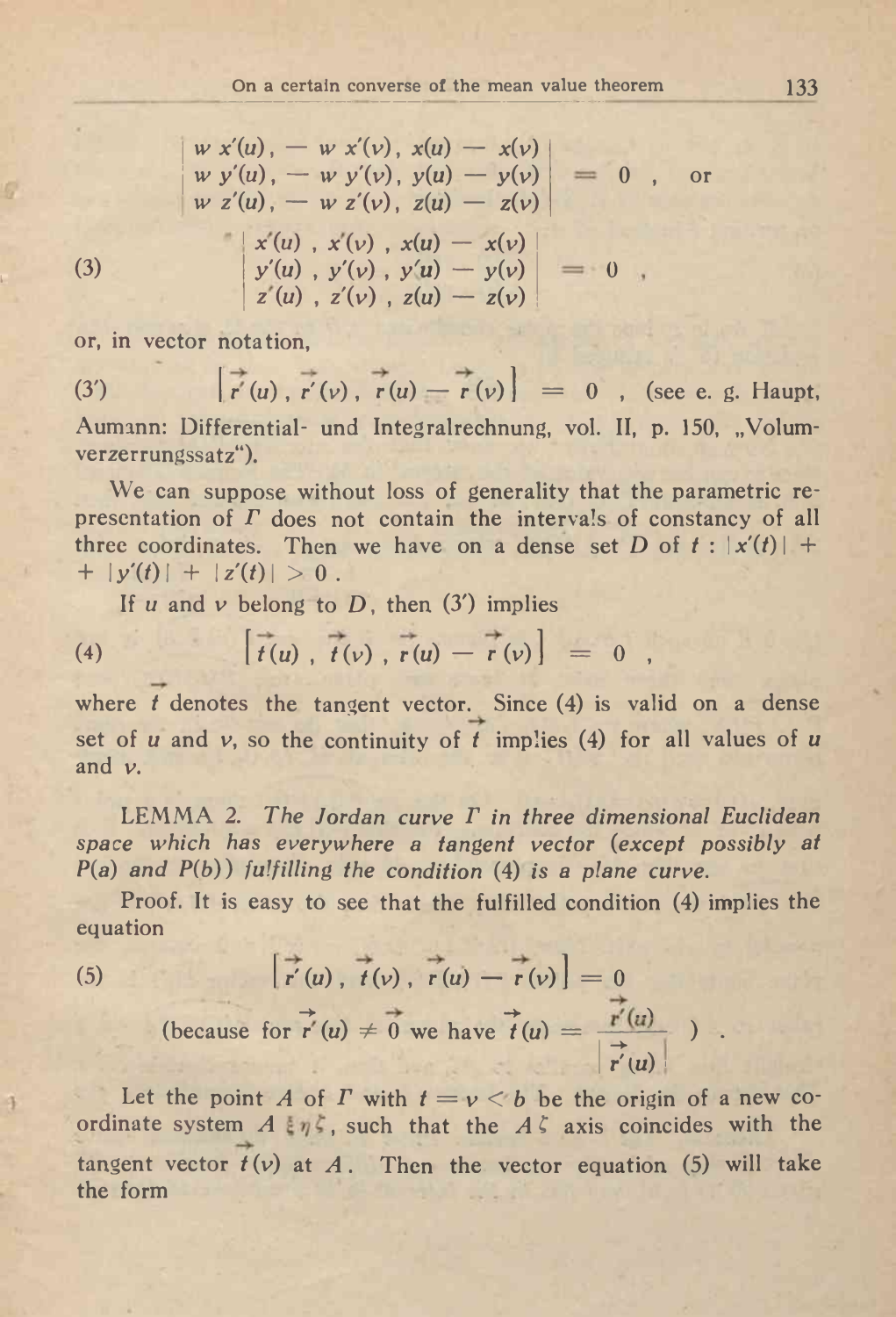$$\begin{vmatrix} w\, x'(u), & -w\, x'(v), & x(u)-x(v) \\ w\, y'(u), & -w\, y'(v), & y(u)-y(v) \\ w\, z'(u), & -w\, z'(v), & z(u)-z(v) \end{vmatrix} = 0 , \quad \text{or}$$

$$\begin{vmatrix} x'(u) , & x'(v) , & x(u)-x(v) \\ y'(u) , & y'(v) , & y(u)-y(v) \\ z'(u) , & z'(v) , & z(u)-z(v) \end{vmatrix} = 0 , \tag{3}$$

or, in vector notation,

$$\left[\vec{r}'(u) , \vec{r}'(v) , \vec{r}(u) - \vec{r}(v)\right] = 0 , \tag{3'}$$

(see e. g. Haupt, Aumann: Differential- und Integralrechnung, vol. II, p. 150, „Volumverzerrungssatz").

We can suppose without loss of generality that the parametric representation of $\Gamma$ does not contain the intervals of constancy of all three coordinates. Then we have on a dense set $D$ of $t$ : $|x'(t)| + |y'(t)| + |z'(t)| > 0$.

If $u$ and $v$ belong to $D$, then (3') implies

$$\left[\vec{t}(u) , \vec{t}(v) , \vec{r}(u) - \vec{r}(v)\right] = 0 , \tag{4}$$

where $\vec{t}$ denotes the tangent vector. Since (4) is valid on a dense set of $u$ and $v$, so the continuity of $\vec{t}$ implies (4) for all values of $u$ and $v$.

LEMMA 2. *The Jordan curve $\Gamma$ in three dimensional Euclidean space which has everywhere a tangent vector (except possibly at $P(a)$ and $P(b)$) fulfilling the condition* (4) *is a plane curve.*

Proof. It is easy to see that the fulfilled condition (4) implies the equation

$$\left[\vec{r}'(u) , \vec{t}(v) , \vec{r}(u) - \vec{r}(v)\right] = 0 \tag{5}$$

$$\left(\text{because for } \vec{r}'(u) \neq \vec{0} \text{ we have } \vec{t}(u) = \frac{\vec{r}'(u)}{\left|\vec{r}'(u)\right|}\right) .$$

Let the point $A$ of $\Gamma$ with $t = v < b$ be the origin of a new coordinate system $A\,\xi\eta\zeta$, such that the $A\zeta$ axis coincides with the tangent vector $\vec{t}(v)$ at $A$. Then the vector equation (5) will take the form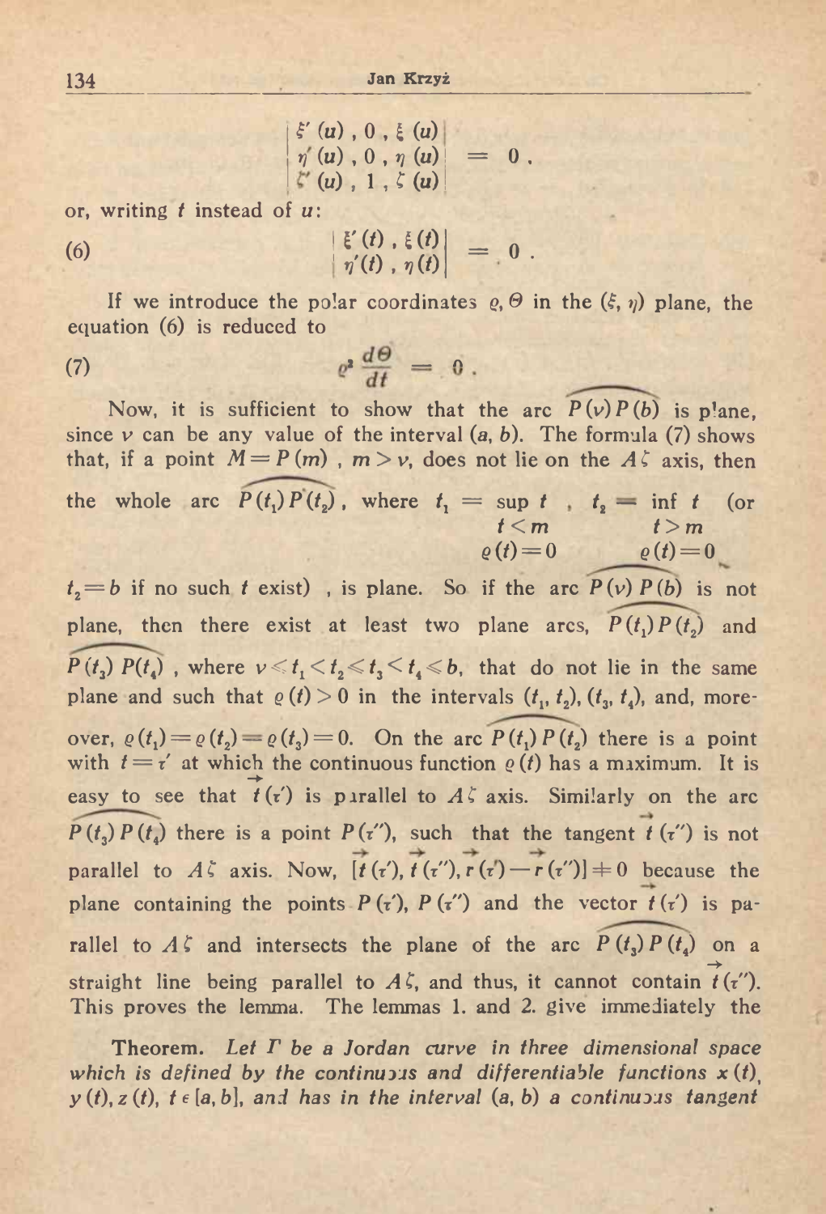$$\begin{vmatrix} \xi'(u), 0, \xi(u) \\ \eta'(u), 0, \eta(u) \\ \zeta'(u), 1, \zeta(u) \end{vmatrix} = 0.$$

or, writing $t$ instead of $u$:

$$\begin{vmatrix} \xi'(t), \xi(t) \\ \eta'(t), \eta(t) \end{vmatrix} = 0. \tag{6}$$

If we introduce the polar coordinates $\varrho, \Theta$ in the $(\xi, \eta)$ plane, the equation (6) is reduced to

$$\varrho^2 \frac{d\Theta}{dt} = 0. \tag{7}$$

Now, it is sufficient to show that the arc $\widehat{P(v)P(b)}$ is plane, since $v$ can be any value of the interval $(a, b)$. The formula (7) shows that, if a point $M = P(m)$, $m > v$, does not lie on the $A\zeta$ axis, then the whole arc $\widehat{P(t_1)P(t_2)}$, where $t_1 = \sup\limits_{\substack{t<m \\ \varrho(t)=0}} t$, $t_2 = \inf\limits_{\substack{t>m \\ \varrho(t)=0}} t$ (or $t_2 = b$ if no such $t$ exist), is plane. So if the arc $\widehat{P(v)P(b)}$ is not plane, then there exist at least two plane arcs, $\widehat{P(t_1)P(t_2)}$ and $\widehat{P(t_3)P(t_4)}$, where $v \le t_1 < t_2 \le t_3 < t_4 \le b$, that do not lie in the same plane and such that $\varrho(t) > 0$ in the intervals $(t_1, t_2)$, $(t_3, t_4)$, and, moreover, $\varrho(t_1) = \varrho(t_2) = \varrho(t_3) = 0$. On the arc $\widehat{P(t_1)P(t_2)}$ there is a point with $t = \tau'$ at which the continuous function $\varrho(t)$ has a maximum. It is easy to see that $\vec{t}(\tau')$ is parallel to $A\zeta$ axis. Similarly on the arc $\widehat{P(t_3)P(t_4)}$ there is a point $P(\tau'')$, such that the tangent $\vec{t}(\tau'')$ is not parallel to $A\zeta$ axis. Now, $[\vec{t}(\tau'), \vec{t}(\tau''), \vec{r}(\tau') - \vec{r}(\tau'')] \neq 0$ because the plane containing the points $P(\tau')$, $P(\tau'')$ and the vector $\vec{t}(\tau')$ is parallel to $A\zeta$ and intersects the plane of the arc $\widehat{P(t_3)P(t_4)}$ on a straight line being parallel to $A\zeta$, and thus, it cannot contain $\vec{t}(\tau'')$. This proves the lemma. The lemmas 1. and 2. give immediately the

**Theorem.** *Let $\Gamma$ be a Jordan curve in three dimensional space which is defined by the continuous and differentiable functions $x(t)$, $y(t)$, $z(t)$, $t \in [a, b]$, and has in the interval $(a, b)$ a continuous tangent*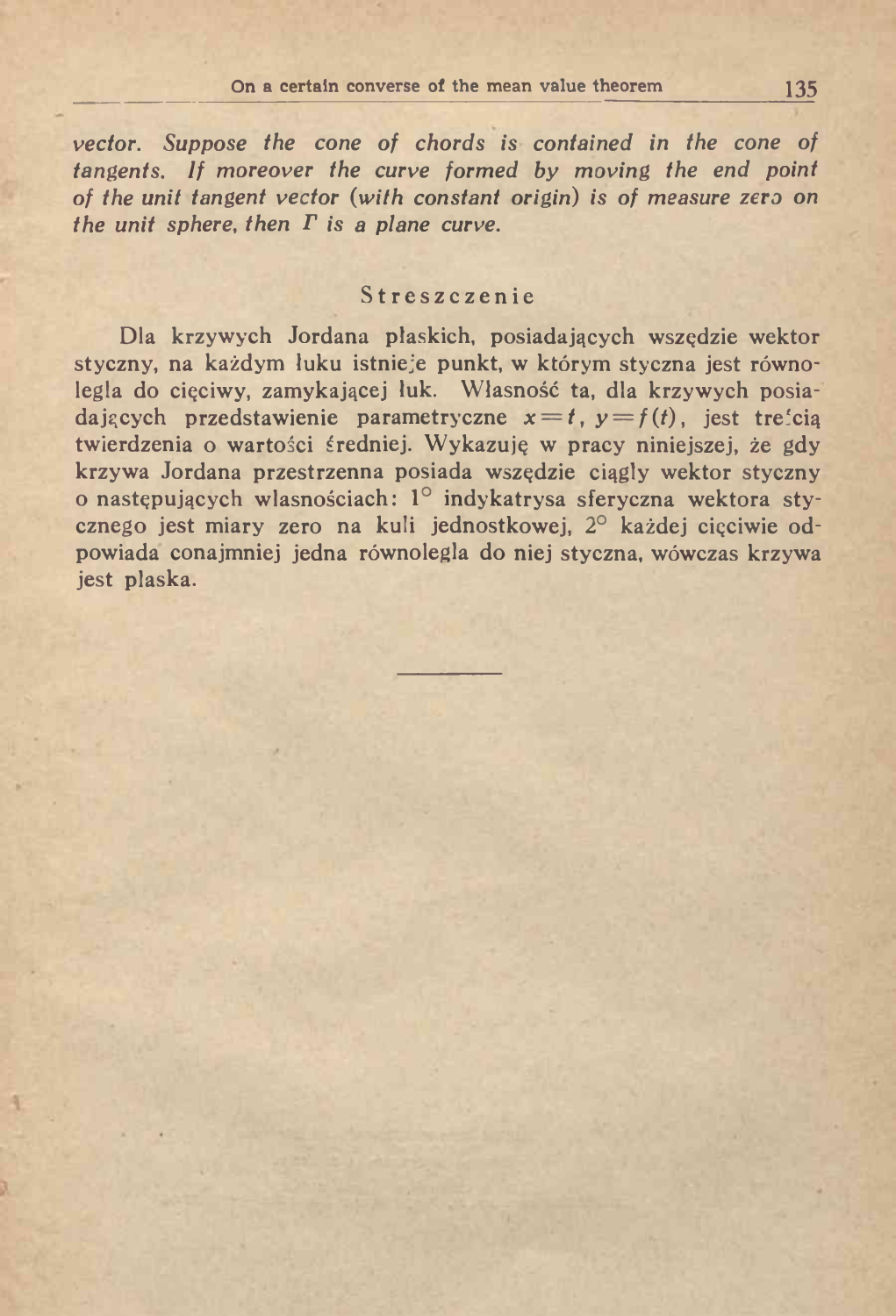*vector. Suppose the cone of chords is contained in the cone of tangents. If moreover the curve formed by moving the end point of the unit tangent vector (with constant origin) is of measure zero on the unit sphere, then $\Gamma$ is a plane curve.*

## Streszczenie

Dla krzywych Jordana płaskich, posiadających wszędzie wektor styczny, na każdym łuku istnieje punkt, w którym styczna jest równoległa do cięciwy, zamykającej łuk. Własność ta, dla krzywych posiadających przedstawienie parametryczne $x=t$, $y=f(t)$, jest treścią twierdzenia o wartości średniej. Wykazuję w pracy niniejszej, że gdy krzywa Jordana przestrzenna posiada wszędzie ciągły wektor styczny o następujących własnościach: 1° indykatrysa sferyczna wektora stycznego jest miary zero na kuli jednostkowej, 2° każdej cięciwie odpowiada conajmniej jedna równoległa do niej styczna, wówczas krzywa jest płaska.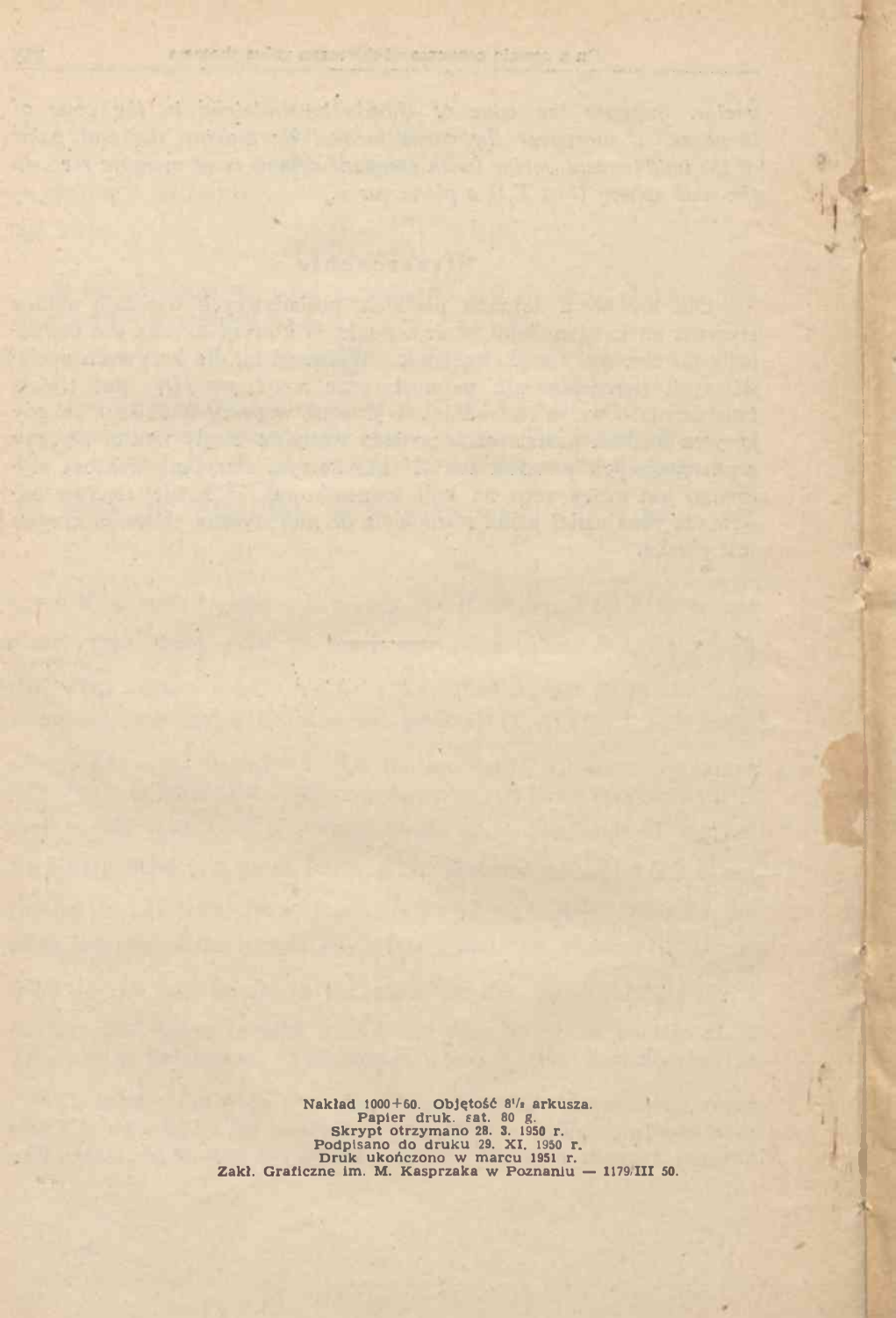Nakład 1000+60. Objętość 8½ arkusza.
Papier druk. sat. 80 g.
Skrypt otrzymano 28. 3. 1950 r.
Podpisano do druku 29. XI. 1950 r.
Druk ukończono w marcu 1951 r.
Zakł. Graficzne im. M. Kasprzaka w Poznaniu — 1179/III 50.